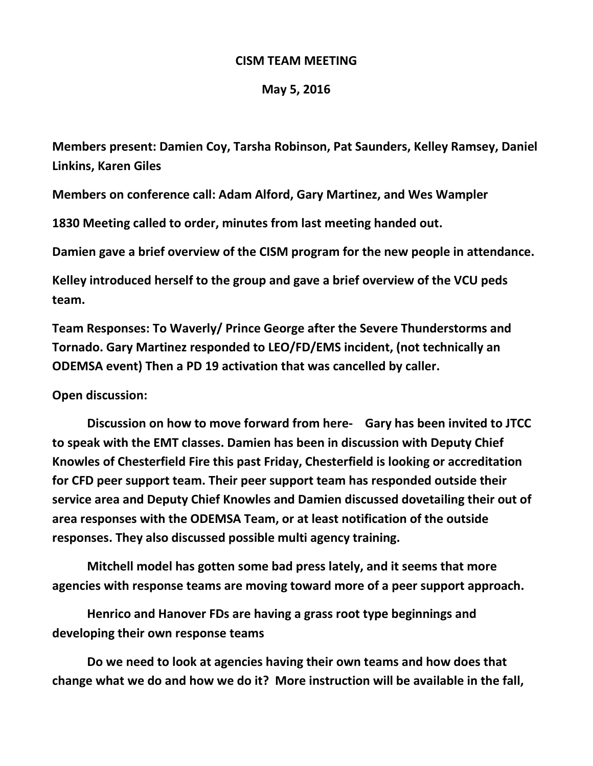# CISM TEAM MEETING

## May 5, 2016

**Members present: Damien Coy, Tarsha Robinson, Pat Saunders, Kelley Ramsey, Daniel Linkins, Karen Giles**

**Members on conference call: Adam Alford, Gary Martinez, and Wes Wampler**

**1830 Meeting called to order, minutes from last meeting handed out.**

**Damien gave a brief overview of the CISM program for the new people in attendance.**

**Kelley introduced herself to the group and gave a brief overview of the VCU peds team.**

**Team Responses: To Waverly/ Prince George after the Severe Thunderstorms and Tornado. Gary Martinez responded to LEO/FD/EMS incident, (not technically an ODEMSA event) Then a PD 19 activation that was cancelled by caller.**

**Open discussion:**

**Discussion on how to move forward from here- Gary has been invited to JTCC to speak with the EMT classes. Damien has been in discussion with Deputy Chief Knowles of Chesterfield Fire this past Friday, Chesterfield is looking or accreditation for CFD peer support team. Their peer support team has responded outside their service area and Deputy Chief Knowles and Damien discussed dovetailing their out of area responses with the ODEMSA Team, or at least notification of the outside responses. They also discussed possible multi agency training.**

**Mitchell model has gotten some bad press lately, and it seems that more agencies with response teams are moving toward more of a peer support approach.**

**Henrico and Hanover FDs are having a grass root type beginnings and developing their own response teams**

**Do we need to look at agencies having their own teams and how does that change what we do and how we do it? More instruction will be available in the fall,**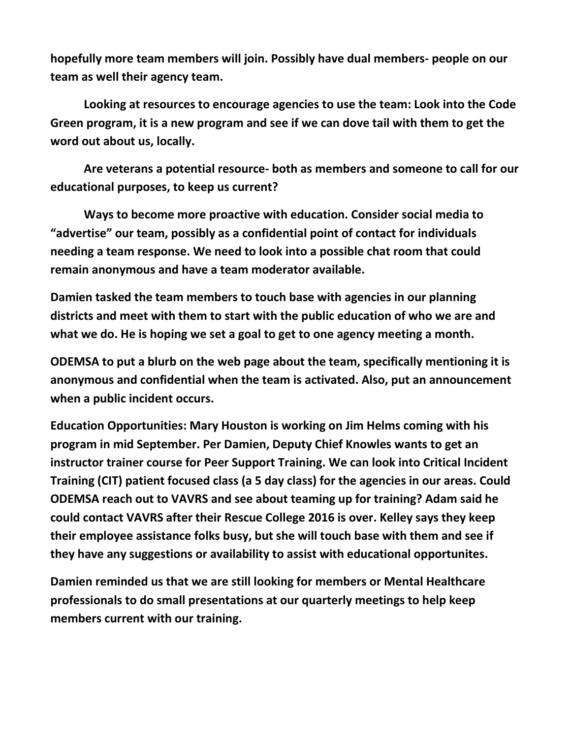**hopefully more team members will join. Possibly have dual members- people on our team as well their agency team.**

**Looking at resources to encourage agencies to use the team: Look into the Code Green program, it is a new program and see if we can dove tail with them to get the word out about us, locally.**

**Are veterans a potential resource- both as members and someone to call for our educational purposes, to keep us current?**

**Ways to become more proactive with education. Consider social media to "advertise" our team, possibly as a confidential point of contact for individuals needing a team response. We need to look into a possible chat room that could remain anonymous and have a team moderator available.**

**Damien tasked the team members to touch base with agencies in our planning districts and meet with them to start with the public education of who we are and what we do. He is hoping we set a goal to get to one agency meeting a month.**

**ODEMSA to put a blurb on the web page about the team, specifically mentioning it is anonymous and confidential when the team is activated. Also, put an announcement when a public incident occurs.**

**Education Opportunities: Mary Houston is working on Jim Helms coming with his program in mid September. Per Damien, Deputy Chief Knowles wants to get an instructor trainer course for Peer Support Training. We can look into Critical Incident Training (CIT) patient focused class (a 5 day class) for the agencies in our areas. Could ODEMSA reach out to VAVRS and see about teaming up for training? Adam said he could contact VAVRS after their Rescue College 2016 is over. Kelley says they keep their employee assistance folks busy, but she will touch base with them and see if they have any suggestions or availability to assist with educational opportunites.**

**Damien reminded us that we are still looking for members or Mental Healthcare professionals to do small presentations at our quarterly meetings to help keep members current with our training.**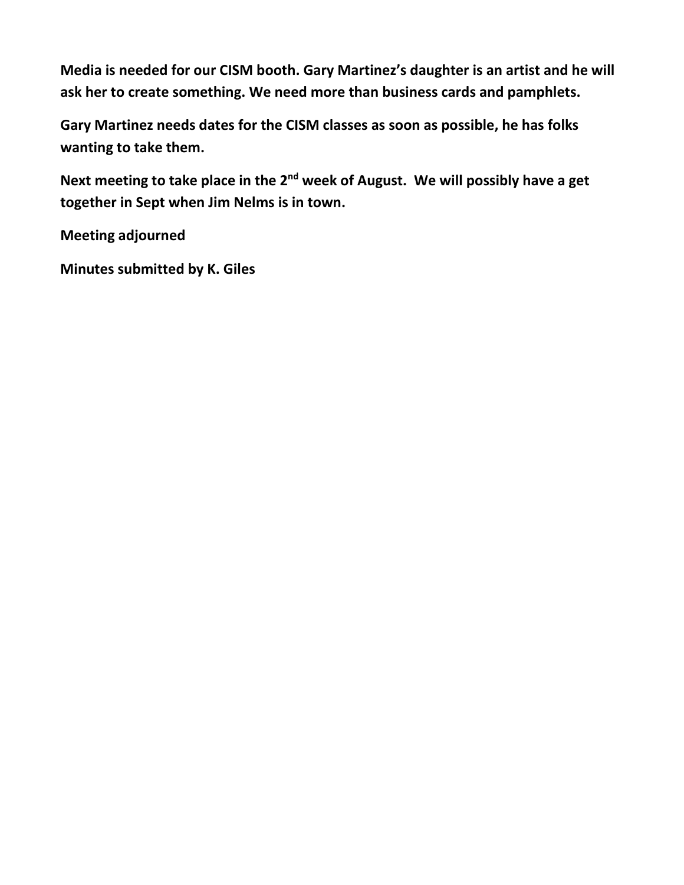**Media is needed for our CISM booth. Gary Martinez's daughter is an artist and he will ask her to create something. We need more than business cards and pamphlets.**

**Gary Martinez needs dates for the CISM classes as soon as possible, he has folks wanting to take them.**

**Next meeting to take place in the 2nd week of August. We will possibly have a get together in Sept when Jim Nelms is in town.**

**Meeting adjourned**

**Minutes submitted by K. Giles**